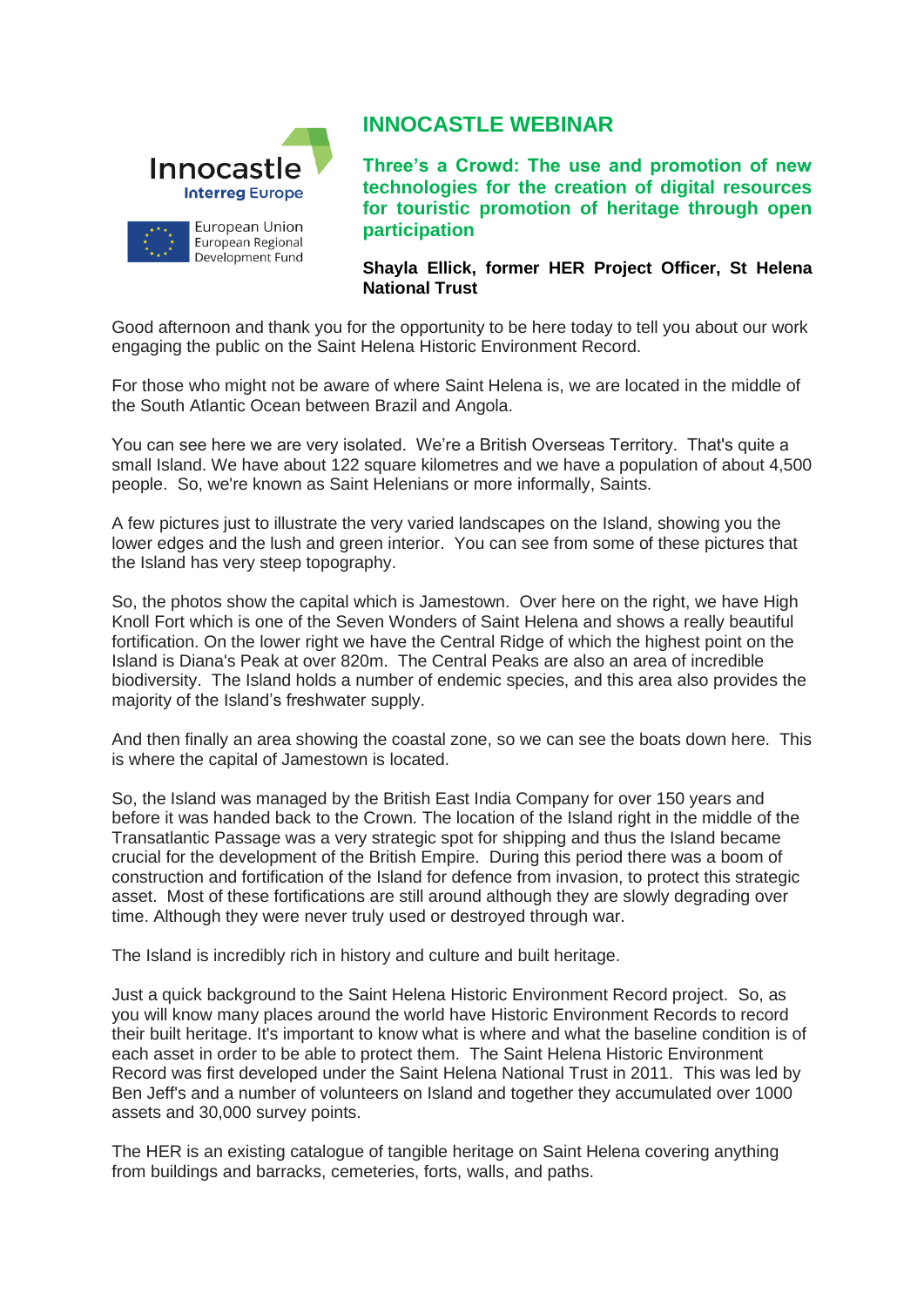Innocastle
Interreg Europe

European Union
European Regional
Development Fund

# INNOCASTLE WEBINAR

## Three's a Crowd: The use and promotion of new technologies for the creation of digital resources for touristic promotion of heritage through open participation

**Shayla Ellick, former HER Project Officer, St Helena National Trust**

Good afternoon and thank you for the opportunity to be here today to tell you about our work engaging the public on the Saint Helena Historic Environment Record.

For those who might not be aware of where Saint Helena is, we are located in the middle of the South Atlantic Ocean between Brazil and Angola.

You can see here we are very isolated. We're a British Overseas Territory. That's quite a small Island. We have about 122 square kilometres and we have a population of about 4,500 people. So, we're known as Saint Helenians or more informally, Saints.

A few pictures just to illustrate the very varied landscapes on the Island, showing you the lower edges and the lush and green interior. You can see from some of these pictures that the Island has very steep topography.

So, the photos show the capital which is Jamestown. Over here on the right, we have High Knoll Fort which is one of the Seven Wonders of Saint Helena and shows a really beautiful fortification. On the lower right we have the Central Ridge of which the highest point on the Island is Diana's Peak at over 820m. The Central Peaks are also an area of incredible biodiversity. The Island holds a number of endemic species, and this area also provides the majority of the Island's freshwater supply.

And then finally an area showing the coastal zone, so we can see the boats down here. This is where the capital of Jamestown is located.

So, the Island was managed by the British East India Company for over 150 years and before it was handed back to the Crown. The location of the Island right in the middle of the Transatlantic Passage was a very strategic spot for shipping and thus the Island became crucial for the development of the British Empire. During this period there was a boom of construction and fortification of the Island for defence from invasion, to protect this strategic asset. Most of these fortifications are still around although they are slowly degrading over time. Although they were never truly used or destroyed through war.

The Island is incredibly rich in history and culture and built heritage.

Just a quick background to the Saint Helena Historic Environment Record project. So, as you will know many places around the world have Historic Environment Records to record their built heritage. It's important to know what is where and what the baseline condition is of each asset in order to be able to protect them. The Saint Helena Historic Environment Record was first developed under the Saint Helena National Trust in 2011. This was led by Ben Jeff's and a number of volunteers on Island and together they accumulated over 1000 assets and 30,000 survey points.

The HER is an existing catalogue of tangible heritage on Saint Helena covering anything from buildings and barracks, cemeteries, forts, walls, and paths.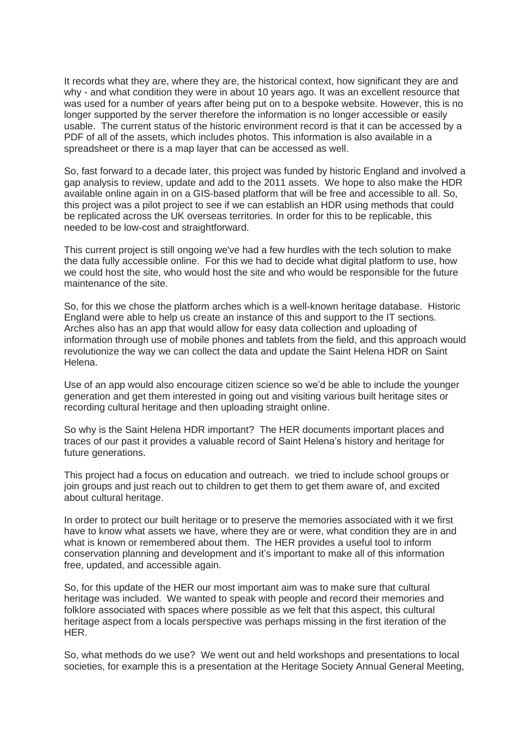It records what they are, where they are, the historical context, how significant they are and why - and what condition they were in about 10 years ago. It was an excellent resource that was used for a number of years after being put on to a bespoke website. However, this is no longer supported by the server therefore the information is no longer accessible or easily usable. The current status of the historic environment record is that it can be accessed by a PDF of all of the assets, which includes photos. This information is also available in a spreadsheet or there is a map layer that can be accessed as well.

So, fast forward to a decade later, this project was funded by historic England and involved a gap analysis to review, update and add to the 2011 assets. We hope to also make the HDR available online again in on a GIS-based platform that will be free and accessible to all. So, this project was a pilot project to see if we can establish an HDR using methods that could be replicated across the UK overseas territories. In order for this to be replicable, this needed to be low-cost and straightforward.

This current project is still ongoing we've had a few hurdles with the tech solution to make the data fully accessible online. For this we had to decide what digital platform to use, how we could host the site, who would host the site and who would be responsible for the future maintenance of the site.

So, for this we chose the platform arches which is a well-known heritage database. Historic England were able to help us create an instance of this and support to the IT sections. Arches also has an app that would allow for easy data collection and uploading of information through use of mobile phones and tablets from the field, and this approach would revolutionize the way we can collect the data and update the Saint Helena HDR on Saint Helena.

Use of an app would also encourage citizen science so we'd be able to include the younger generation and get them interested in going out and visiting various built heritage sites or recording cultural heritage and then uploading straight online.

So why is the Saint Helena HDR important? The HER documents important places and traces of our past it provides a valuable record of Saint Helena's history and heritage for future generations.

This project had a focus on education and outreach. we tried to include school groups or join groups and just reach out to children to get them to get them aware of, and excited about cultural heritage.

In order to protect our built heritage or to preserve the memories associated with it we first have to know what assets we have, where they are or were, what condition they are in and what is known or remembered about them. The HER provides a useful tool to inform conservation planning and development and it's important to make all of this information free, updated, and accessible again.

So, for this update of the HER our most important aim was to make sure that cultural heritage was included. We wanted to speak with people and record their memories and folklore associated with spaces where possible as we felt that this aspect, this cultural heritage aspect from a locals perspective was perhaps missing in the first iteration of the HER.

So, what methods do we use? We went out and held workshops and presentations to local societies, for example this is a presentation at the Heritage Society Annual General Meeting,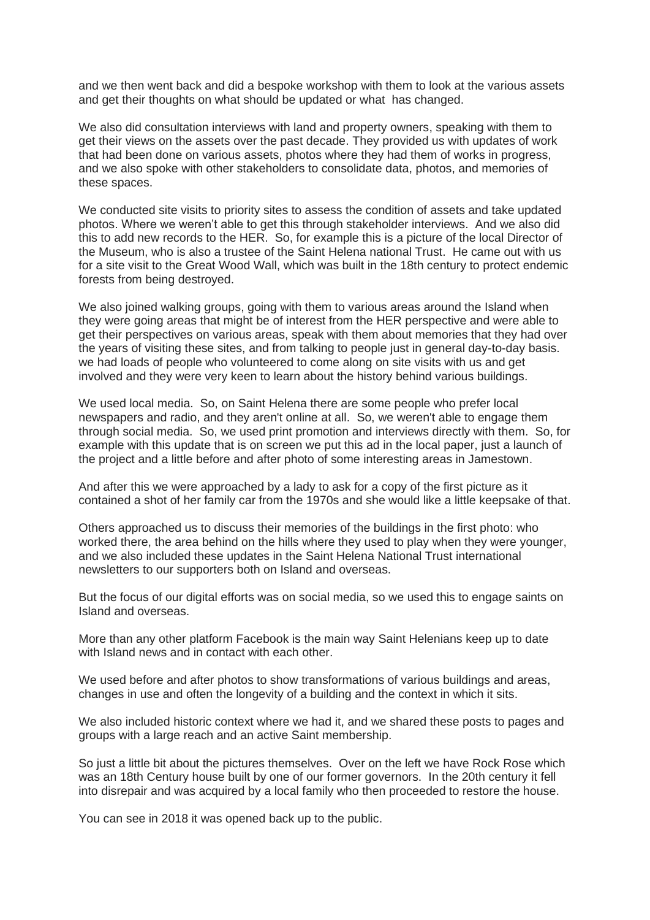and we then went back and did a bespoke workshop with them to look at the various assets and get their thoughts on what should be updated or what has changed.

We also did consultation interviews with land and property owners, speaking with them to get their views on the assets over the past decade. They provided us with updates of work that had been done on various assets, photos where they had them of works in progress, and we also spoke with other stakeholders to consolidate data, photos, and memories of these spaces.

We conducted site visits to priority sites to assess the condition of assets and take updated photos. Where we weren't able to get this through stakeholder interviews. And we also did this to add new records to the HER. So, for example this is a picture of the local Director of the Museum, who is also a trustee of the Saint Helena national Trust. He came out with us for a site visit to the Great Wood Wall, which was built in the 18th century to protect endemic forests from being destroyed.

We also joined walking groups, going with them to various areas around the Island when they were going areas that might be of interest from the HER perspective and were able to get their perspectives on various areas, speak with them about memories that they had over the years of visiting these sites, and from talking to people just in general day-to-day basis. we had loads of people who volunteered to come along on site visits with us and get involved and they were very keen to learn about the history behind various buildings.

We used local media. So, on Saint Helena there are some people who prefer local newspapers and radio, and they aren't online at all. So, we weren't able to engage them through social media. So, we used print promotion and interviews directly with them. So, for example with this update that is on screen we put this ad in the local paper, just a launch of the project and a little before and after photo of some interesting areas in Jamestown.

And after this we were approached by a lady to ask for a copy of the first picture as it contained a shot of her family car from the 1970s and she would like a little keepsake of that.

Others approached us to discuss their memories of the buildings in the first photo: who worked there, the area behind on the hills where they used to play when they were younger, and we also included these updates in the Saint Helena National Trust international newsletters to our supporters both on Island and overseas.

But the focus of our digital efforts was on social media, so we used this to engage saints on Island and overseas.

More than any other platform Facebook is the main way Saint Helenians keep up to date with Island news and in contact with each other.

We used before and after photos to show transformations of various buildings and areas, changes in use and often the longevity of a building and the context in which it sits.

We also included historic context where we had it, and we shared these posts to pages and groups with a large reach and an active Saint membership.

So just a little bit about the pictures themselves. Over on the left we have Rock Rose which was an 18th Century house built by one of our former governors. In the 20th century it fell into disrepair and was acquired by a local family who then proceeded to restore the house.

You can see in 2018 it was opened back up to the public.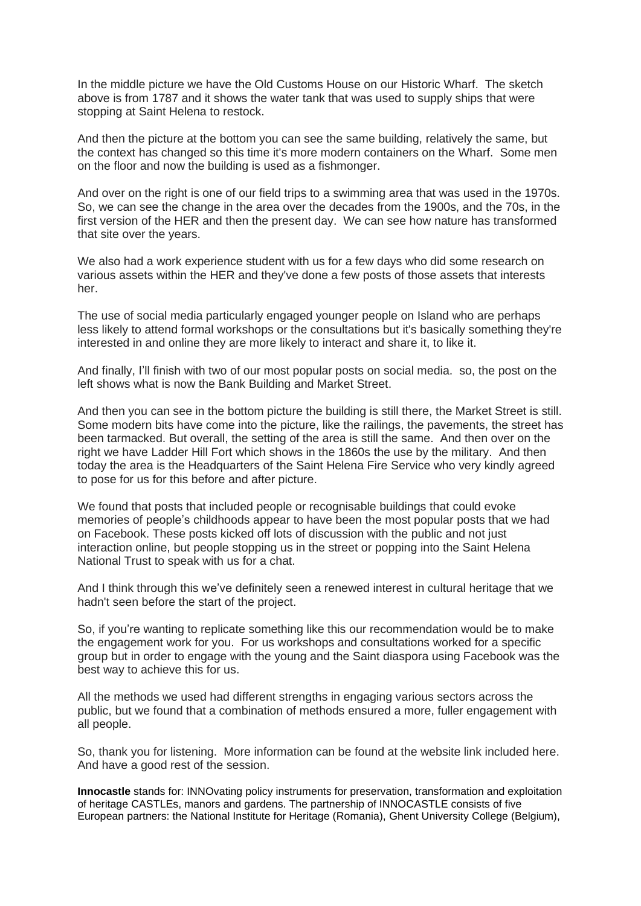In the middle picture we have the Old Customs House on our Historic Wharf. The sketch above is from 1787 and it shows the water tank that was used to supply ships that were stopping at Saint Helena to restock.

And then the picture at the bottom you can see the same building, relatively the same, but the context has changed so this time it's more modern containers on the Wharf. Some men on the floor and now the building is used as a fishmonger.

And over on the right is one of our field trips to a swimming area that was used in the 1970s. So, we can see the change in the area over the decades from the 1900s, and the 70s, in the first version of the HER and then the present day. We can see how nature has transformed that site over the years.

We also had a work experience student with us for a few days who did some research on various assets within the HER and they've done a few posts of those assets that interests her.

The use of social media particularly engaged younger people on Island who are perhaps less likely to attend formal workshops or the consultations but it's basically something they're interested in and online they are more likely to interact and share it, to like it.

And finally, I'll finish with two of our most popular posts on social media. so, the post on the left shows what is now the Bank Building and Market Street.

And then you can see in the bottom picture the building is still there, the Market Street is still. Some modern bits have come into the picture, like the railings, the pavements, the street has been tarmacked. But overall, the setting of the area is still the same. And then over on the right we have Ladder Hill Fort which shows in the 1860s the use by the military. And then today the area is the Headquarters of the Saint Helena Fire Service who very kindly agreed to pose for us for this before and after picture.

We found that posts that included people or recognisable buildings that could evoke memories of people's childhoods appear to have been the most popular posts that we had on Facebook. These posts kicked off lots of discussion with the public and not just interaction online, but people stopping us in the street or popping into the Saint Helena National Trust to speak with us for a chat.

And I think through this we've definitely seen a renewed interest in cultural heritage that we hadn't seen before the start of the project.

So, if you're wanting to replicate something like this our recommendation would be to make the engagement work for you. For us workshops and consultations worked for a specific group but in order to engage with the young and the Saint diaspora using Facebook was the best way to achieve this for us.

All the methods we used had different strengths in engaging various sectors across the public, but we found that a combination of methods ensured a more, fuller engagement with all people.

So, thank you for listening. More information can be found at the website link included here. And have a good rest of the session.

**Innocastle** stands for: INNOvating policy instruments for preservation, transformation and exploitation of heritage CASTLEs, manors and gardens. The partnership of INNOCASTLE consists of five European partners: the National Institute for Heritage (Romania), Ghent University College (Belgium),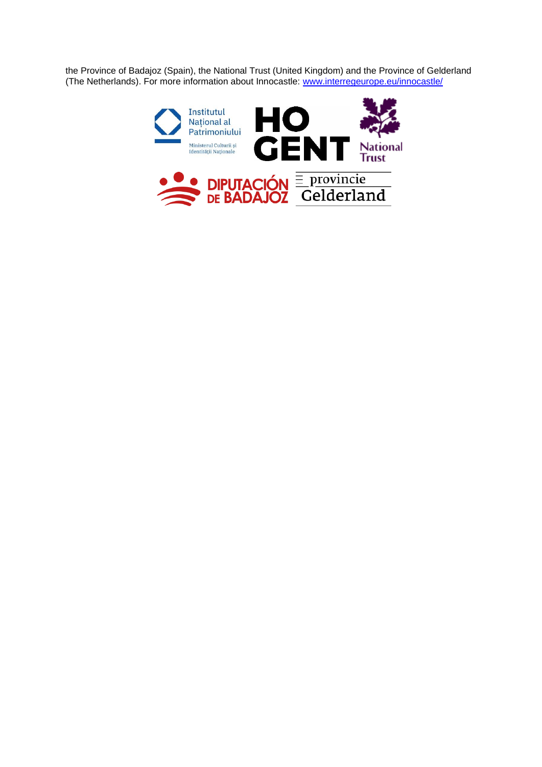the Province of Badajoz (Spain), the National Trust (United Kingdom) and the Province of Gelderland (The Netherlands). For more information about Innocastle: [www.interregeurope.eu/innocastle/](http://www.interregeurope.eu/innocastle/)